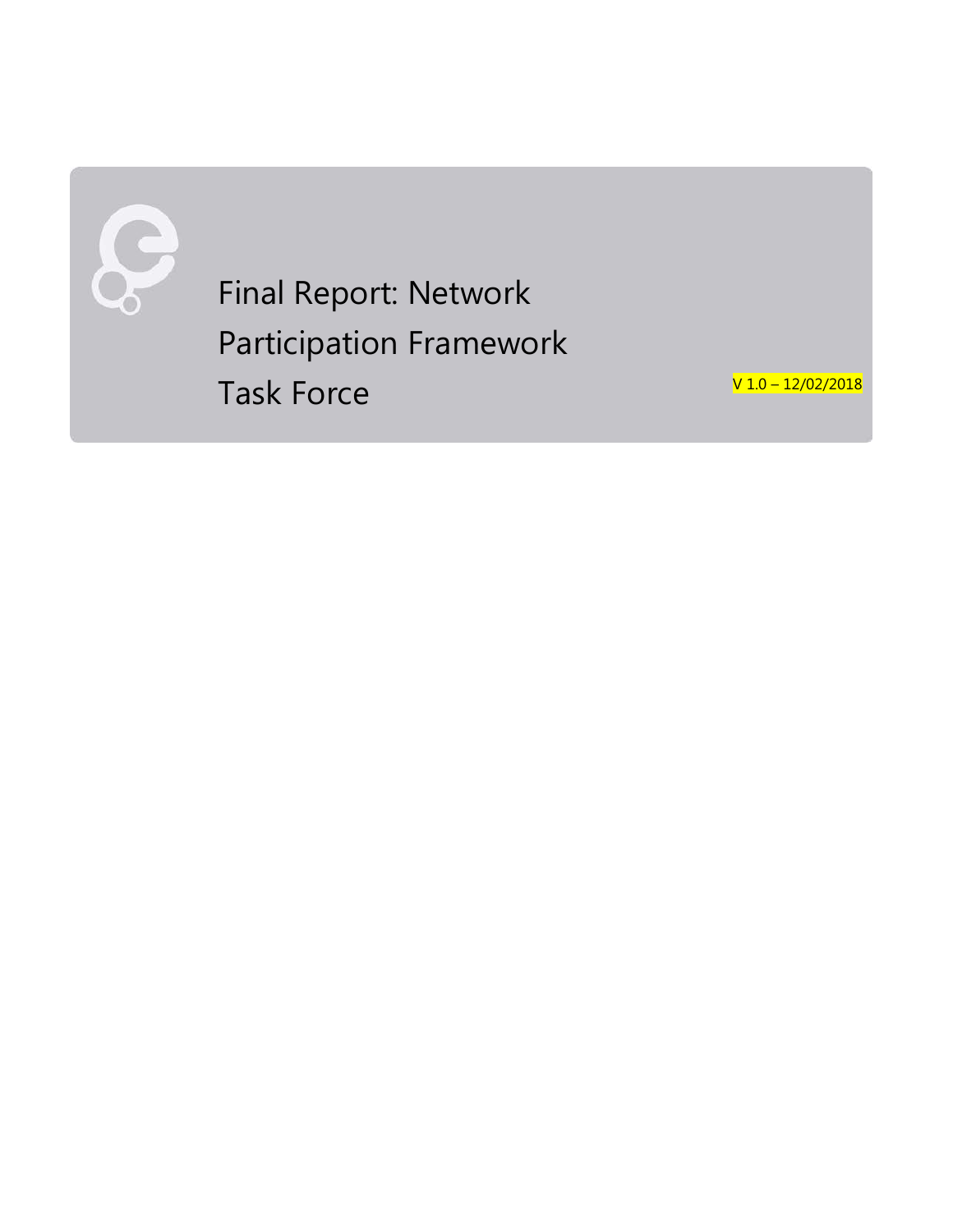# Final Report: Network Participation Framework Task Force

V 1.0 – 12/02/2018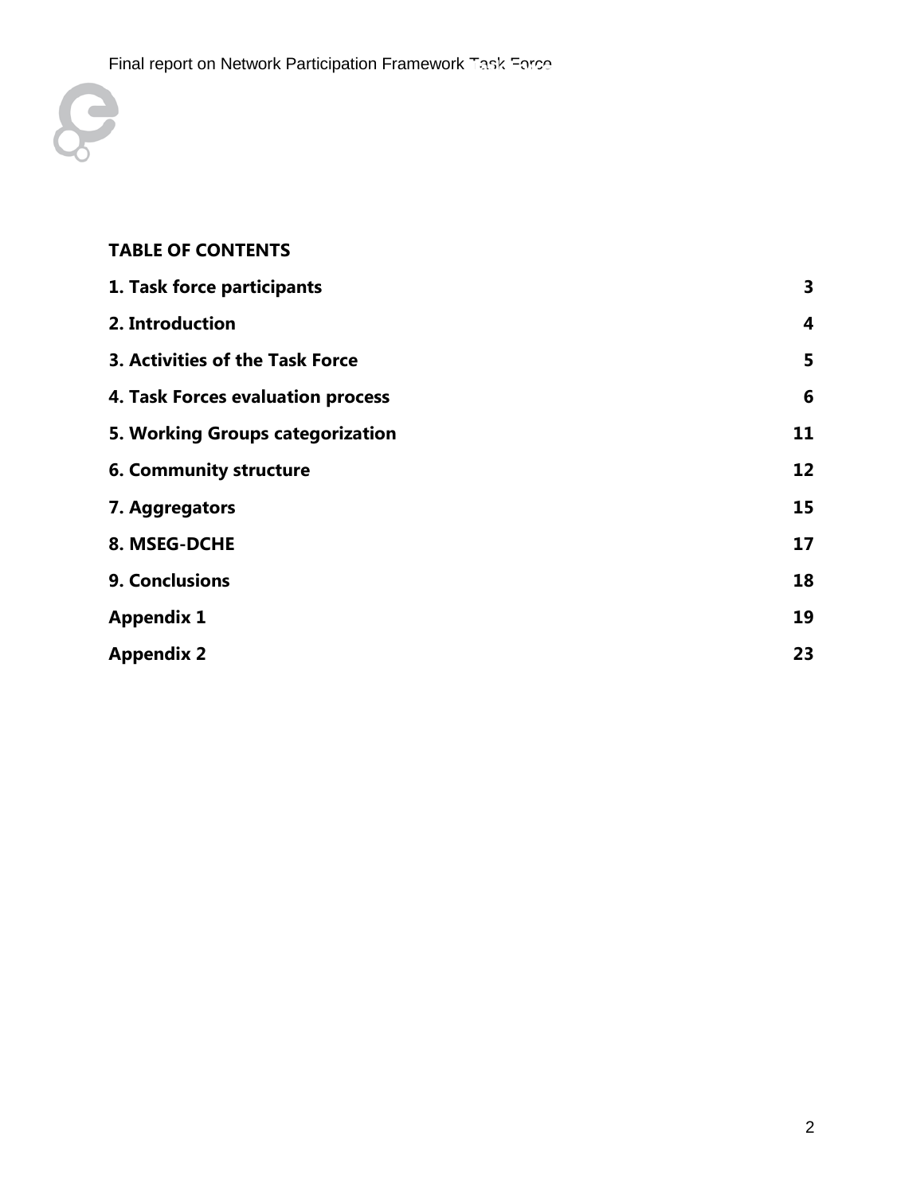**TABLE OF CONTENTS**

| | |
|---|---|
| **1. Task force participants** | **3** |
| **2. Introduction** | **4** |
| **3. Activities of the Task Force** | **5** |
| **4. Task Forces evaluation process** | **6** |
| **5. Working Groups categorization** | **11** |
| **6. Community structure** | **12** |
| **7. Aggregators** | **15** |
| **8. MSEG-DCHE** | **17** |
| **9. Conclusions** | **18** |
| **Appendix 1** | **19** |
| **Appendix 2** | **23** |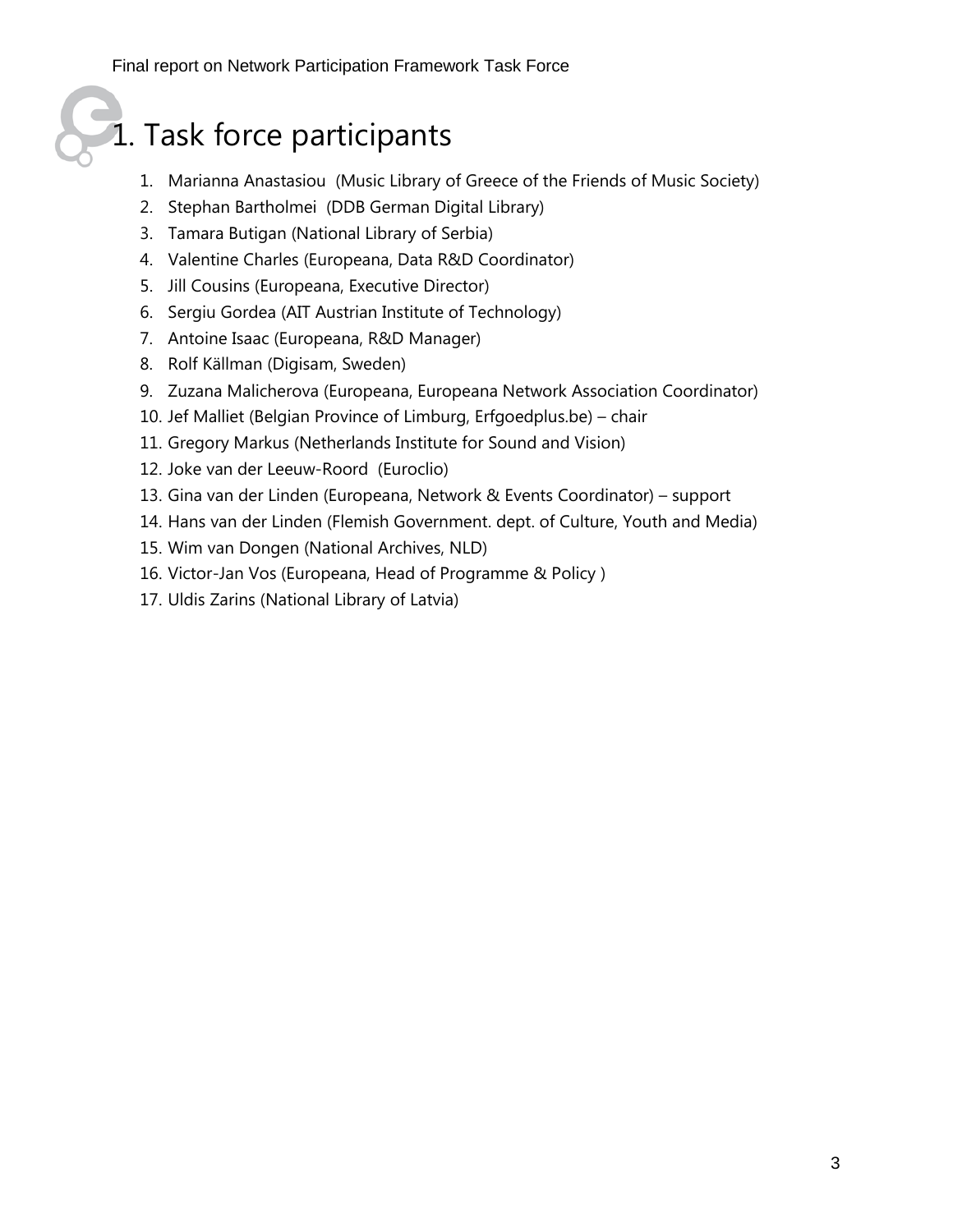# 1. Task force participants

1. Marianna Anastasiou (Music Library of Greece of the Friends of Music Society)
2. Stephan Bartholmei (DDB German Digital Library)
3. Tamara Butigan (National Library of Serbia)
4. Valentine Charles (Europeana, Data R&D Coordinator)
5. Jill Cousins (Europeana, Executive Director)
6. Sergiu Gordea (AIT Austrian Institute of Technology)
7. Antoine Isaac (Europeana, R&D Manager)
8. Rolf Källman (Digisam, Sweden)
9. Zuzana Malicherova (Europeana, Europeana Network Association Coordinator)
10. Jef Malliet (Belgian Province of Limburg, Erfgoedplus.be) – chair
11. Gregory Markus (Netherlands Institute for Sound and Vision)
12. Joke van der Leeuw-Roord (Euroclio)
13. Gina van der Linden (Europeana, Network & Events Coordinator) – support
14. Hans van der Linden (Flemish Government. dept. of Culture, Youth and Media)
15. Wim van Dongen (National Archives, NLD)
16. Victor-Jan Vos (Europeana, Head of Programme & Policy )
17. Uldis Zarins (National Library of Latvia)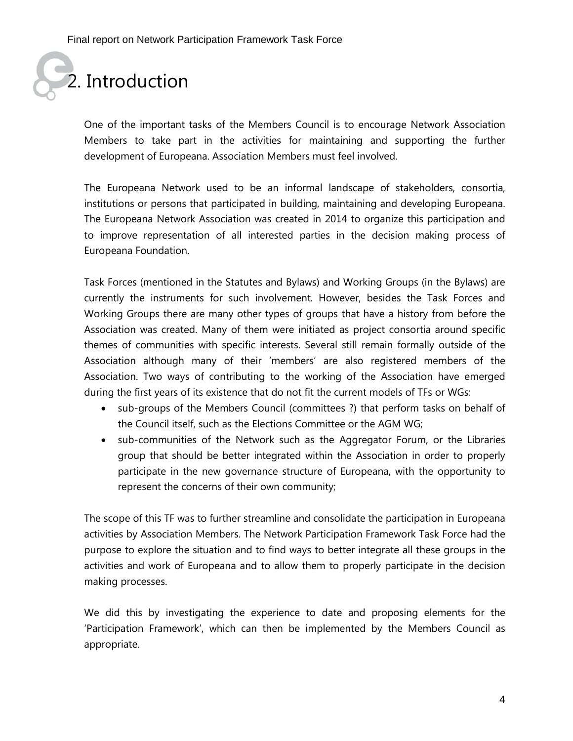# 2. Introduction

One of the important tasks of the Members Council is to encourage Network Association Members to take part in the activities for maintaining and supporting the further development of Europeana. Association Members must feel involved.

The Europeana Network used to be an informal landscape of stakeholders, consortia, institutions or persons that participated in building, maintaining and developing Europeana. The Europeana Network Association was created in 2014 to organize this participation and to improve representation of all interested parties in the decision making process of Europeana Foundation.

Task Forces (mentioned in the Statutes and Bylaws) and Working Groups (in the Bylaws) are currently the instruments for such involvement. However, besides the Task Forces and Working Groups there are many other types of groups that have a history from before the Association was created. Many of them were initiated as project consortia around specific themes of communities with specific interests. Several still remain formally outside of the Association although many of their 'members' are also registered members of the Association. Two ways of contributing to the working of the Association have emerged during the first years of its existence that do not fit the current models of TFs or WGs:

- sub-groups of the Members Council (committees ?) that perform tasks on behalf of the Council itself, such as the Elections Committee or the AGM WG;
- sub-communities of the Network such as the Aggregator Forum, or the Libraries group that should be better integrated within the Association in order to properly participate in the new governance structure of Europeana, with the opportunity to represent the concerns of their own community;

The scope of this TF was to further streamline and consolidate the participation in Europeana activities by Association Members. The Network Participation Framework Task Force had the purpose to explore the situation and to find ways to better integrate all these groups in the activities and work of Europeana and to allow them to properly participate in the decision making processes.

We did this by investigating the experience to date and proposing elements for the 'Participation Framework', which can then be implemented by the Members Council as appropriate.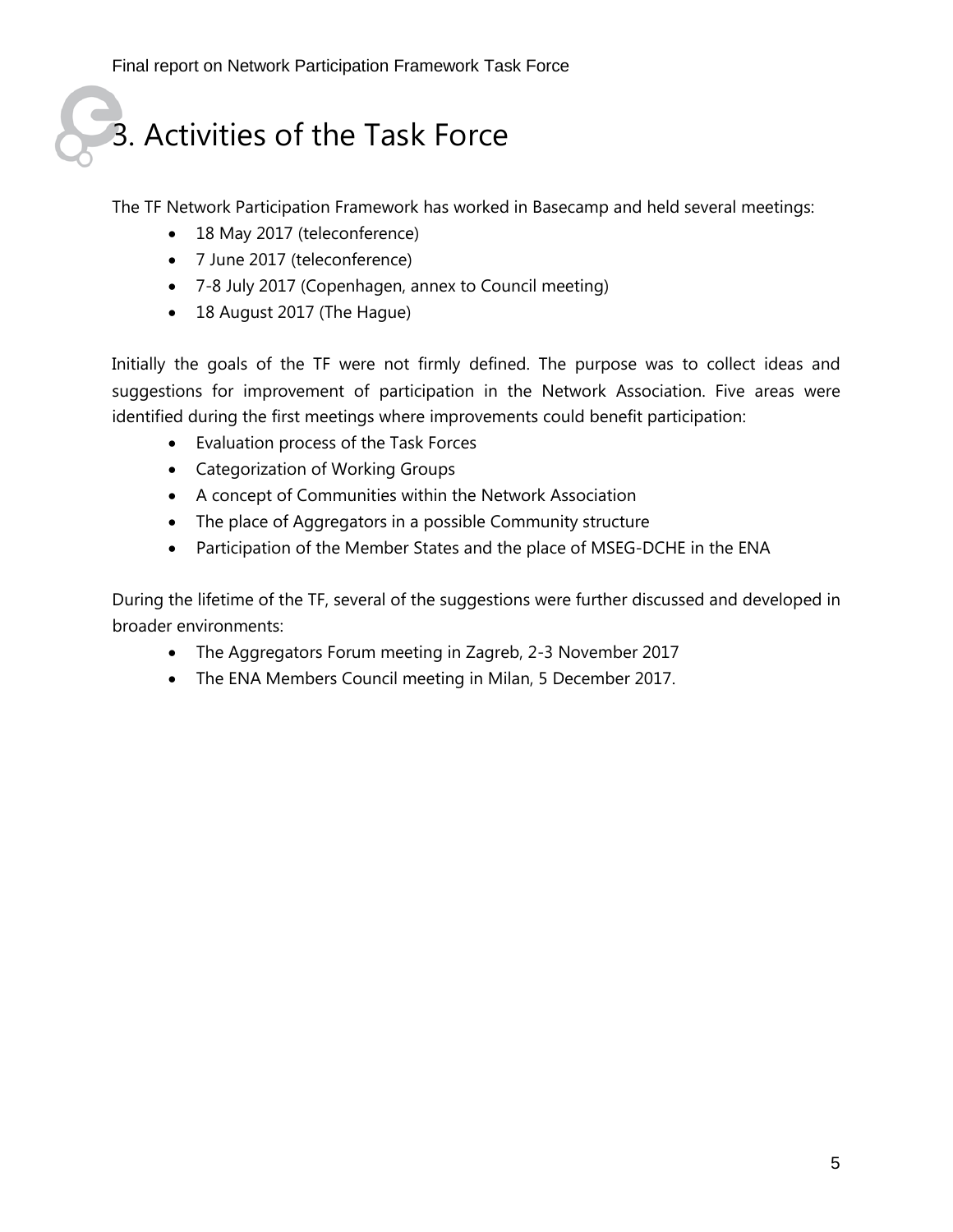# 3. Activities of the Task Force

The TF Network Participation Framework has worked in Basecamp and held several meetings:

- 18 May 2017 (teleconference)
- 7 June 2017 (teleconference)
- 7-8 July 2017 (Copenhagen, annex to Council meeting)
- 18 August 2017 (The Hague)

Initially the goals of the TF were not firmly defined. The purpose was to collect ideas and suggestions for improvement of participation in the Network Association. Five areas were identified during the first meetings where improvements could benefit participation:

- Evaluation process of the Task Forces
- Categorization of Working Groups
- A concept of Communities within the Network Association
- The place of Aggregators in a possible Community structure
- Participation of the Member States and the place of MSEG-DCHE in the ENA

During the lifetime of the TF, several of the suggestions were further discussed and developed in broader environments:

- The Aggregators Forum meeting in Zagreb, 2-3 November 2017
- The ENA Members Council meeting in Milan, 5 December 2017.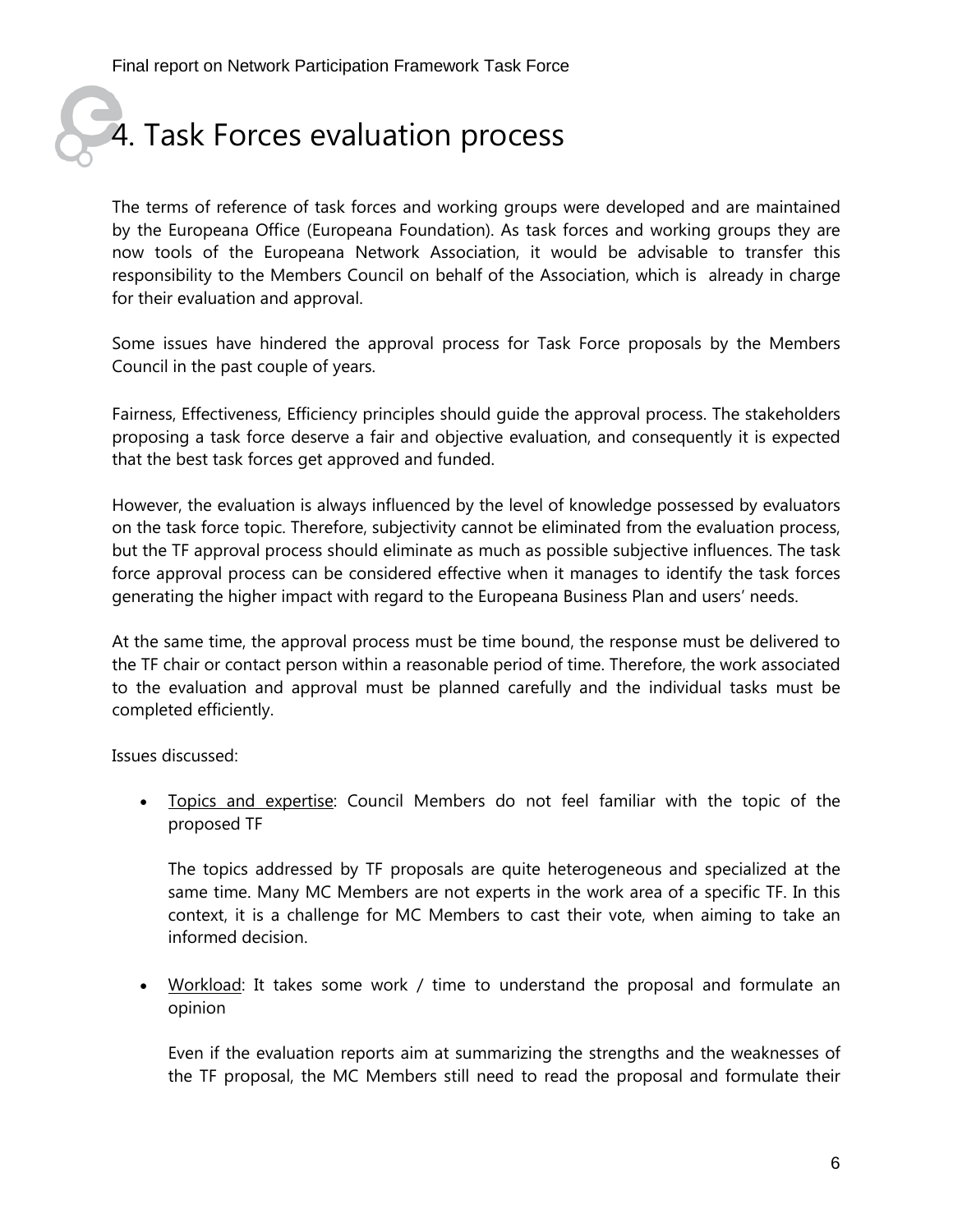# 4. Task Forces evaluation process

The terms of reference of task forces and working groups were developed and are maintained by the Europeana Office (Europeana Foundation). As task forces and working groups they are now tools of the Europeana Network Association, it would be advisable to transfer this responsibility to the Members Council on behalf of the Association, which is already in charge for their evaluation and approval.

Some issues have hindered the approval process for Task Force proposals by the Members Council in the past couple of years.

Fairness, Effectiveness, Efficiency principles should guide the approval process. The stakeholders proposing a task force deserve a fair and objective evaluation, and consequently it is expected that the best task forces get approved and funded.

However, the evaluation is always influenced by the level of knowledge possessed by evaluators on the task force topic. Therefore, subjectivity cannot be eliminated from the evaluation process, but the TF approval process should eliminate as much as possible subjective influences. The task force approval process can be considered effective when it manages to identify the task forces generating the higher impact with regard to the Europeana Business Plan and users' needs.

At the same time, the approval process must be time bound, the response must be delivered to the TF chair or contact person within a reasonable period of time. Therefore, the work associated to the evaluation and approval must be planned carefully and the individual tasks must be completed efficiently.

Issues discussed:

- Topics and expertise: Council Members do not feel familiar with the topic of the proposed TF

  The topics addressed by TF proposals are quite heterogeneous and specialized at the same time. Many MC Members are not experts in the work area of a specific TF. In this context, it is a challenge for MC Members to cast their vote, when aiming to take an informed decision.

- Workload: It takes some work / time to understand the proposal and formulate an opinion

  Even if the evaluation reports aim at summarizing the strengths and the weaknesses of the TF proposal, the MC Members still need to read the proposal and formulate their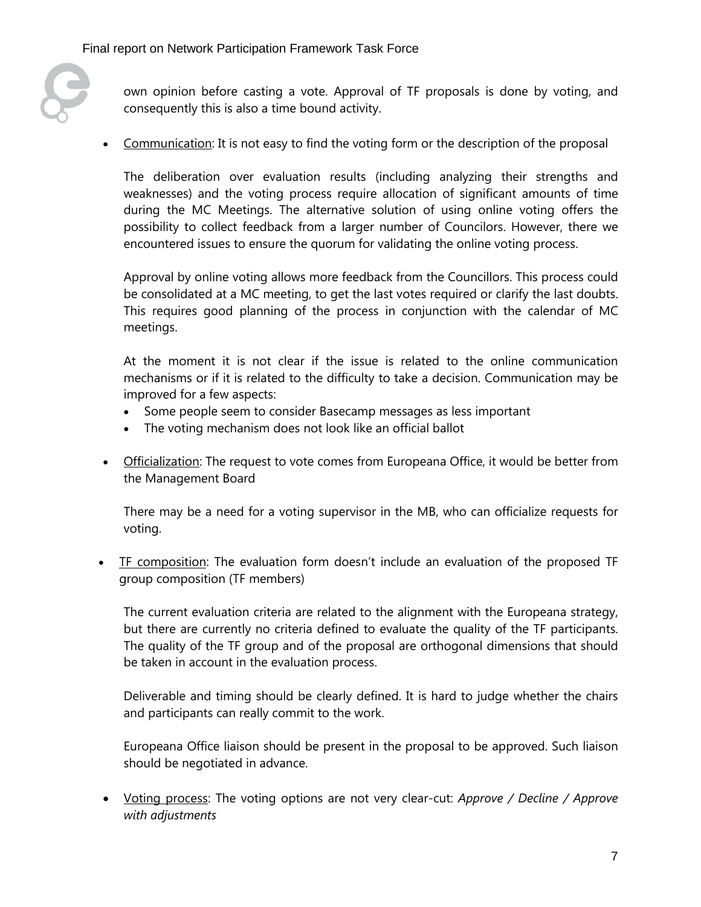own opinion before casting a vote. Approval of TF proposals is done by voting, and consequently this is also a time bound activity.

- Communication: It is not easy to find the voting form or the description of the proposal

  The deliberation over evaluation results (including analyzing their strengths and weaknesses) and the voting process require allocation of significant amounts of time during the MC Meetings. The alternative solution of using online voting offers the possibility to collect feedback from a larger number of Councilors. However, there we encountered issues to ensure the quorum for validating the online voting process.

  Approval by online voting allows more feedback from the Councillors. This process could be consolidated at a MC meeting, to get the last votes required or clarify the last doubts. This requires good planning of the process in conjunction with the calendar of MC meetings.

  At the moment it is not clear if the issue is related to the online communication mechanisms or if it is related to the difficulty to take a decision. Communication may be improved for a few aspects:

  - Some people seem to consider Basecamp messages as less important
  - The voting mechanism does not look like an official ballot

- Officialization: The request to vote comes from Europeana Office, it would be better from the Management Board

  There may be a need for a voting supervisor in the MB, who can officialize requests for voting.

- TF composition: The evaluation form doesn't include an evaluation of the proposed TF group composition (TF members)

  The current evaluation criteria are related to the alignment with the Europeana strategy, but there are currently no criteria defined to evaluate the quality of the TF participants. The quality of the TF group and of the proposal are orthogonal dimensions that should be taken in account in the evaluation process.

  Deliverable and timing should be clearly defined. It is hard to judge whether the chairs and participants can really commit to the work.

  Europeana Office liaison should be present in the proposal to be approved. Such liaison should be negotiated in advance.

- Voting process: The voting options are not very clear-cut: *Approve / Decline / Approve with adjustments*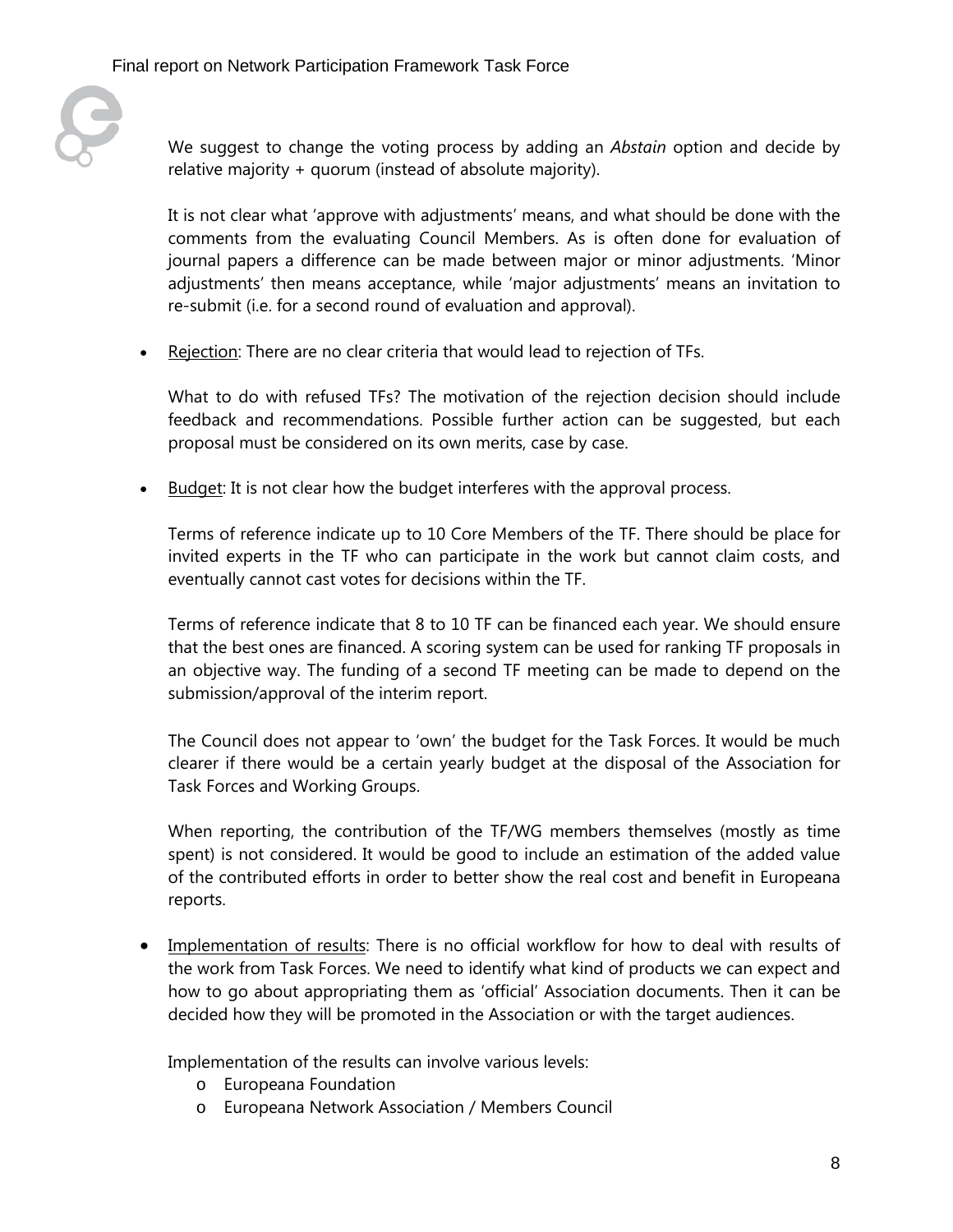We suggest to change the voting process by adding an *Abstain* option and decide by relative majority + quorum (instead of absolute majority).

It is not clear what 'approve with adjustments' means, and what should be done with the comments from the evaluating Council Members. As is often done for evaluation of journal papers a difference can be made between major or minor adjustments. 'Minor adjustments' then means acceptance, while 'major adjustments' means an invitation to re-submit (i.e. for a second round of evaluation and approval).

- Rejection: There are no clear criteria that would lead to rejection of TFs.

  What to do with refused TFs? The motivation of the rejection decision should include feedback and recommendations. Possible further action can be suggested, but each proposal must be considered on its own merits, case by case.

- Budget: It is not clear how the budget interferes with the approval process.

  Terms of reference indicate up to 10 Core Members of the TF. There should be place for invited experts in the TF who can participate in the work but cannot claim costs, and eventually cannot cast votes for decisions within the TF.

  Terms of reference indicate that 8 to 10 TF can be financed each year. We should ensure that the best ones are financed. A scoring system can be used for ranking TF proposals in an objective way. The funding of a second TF meeting can be made to depend on the submission/approval of the interim report.

  The Council does not appear to 'own' the budget for the Task Forces. It would be much clearer if there would be a certain yearly budget at the disposal of the Association for Task Forces and Working Groups.

  When reporting, the contribution of the TF/WG members themselves (mostly as time spent) is not considered. It would be good to include an estimation of the added value of the contributed efforts in order to better show the real cost and benefit in Europeana reports.

- Implementation of results: There is no official workflow for how to deal with results of the work from Task Forces. We need to identify what kind of products we can expect and how to go about appropriating them as 'official' Association documents. Then it can be decided how they will be promoted in the Association or with the target audiences.

  Implementation of the results can involve various levels:
  - Europeana Foundation
  - Europeana Network Association / Members Council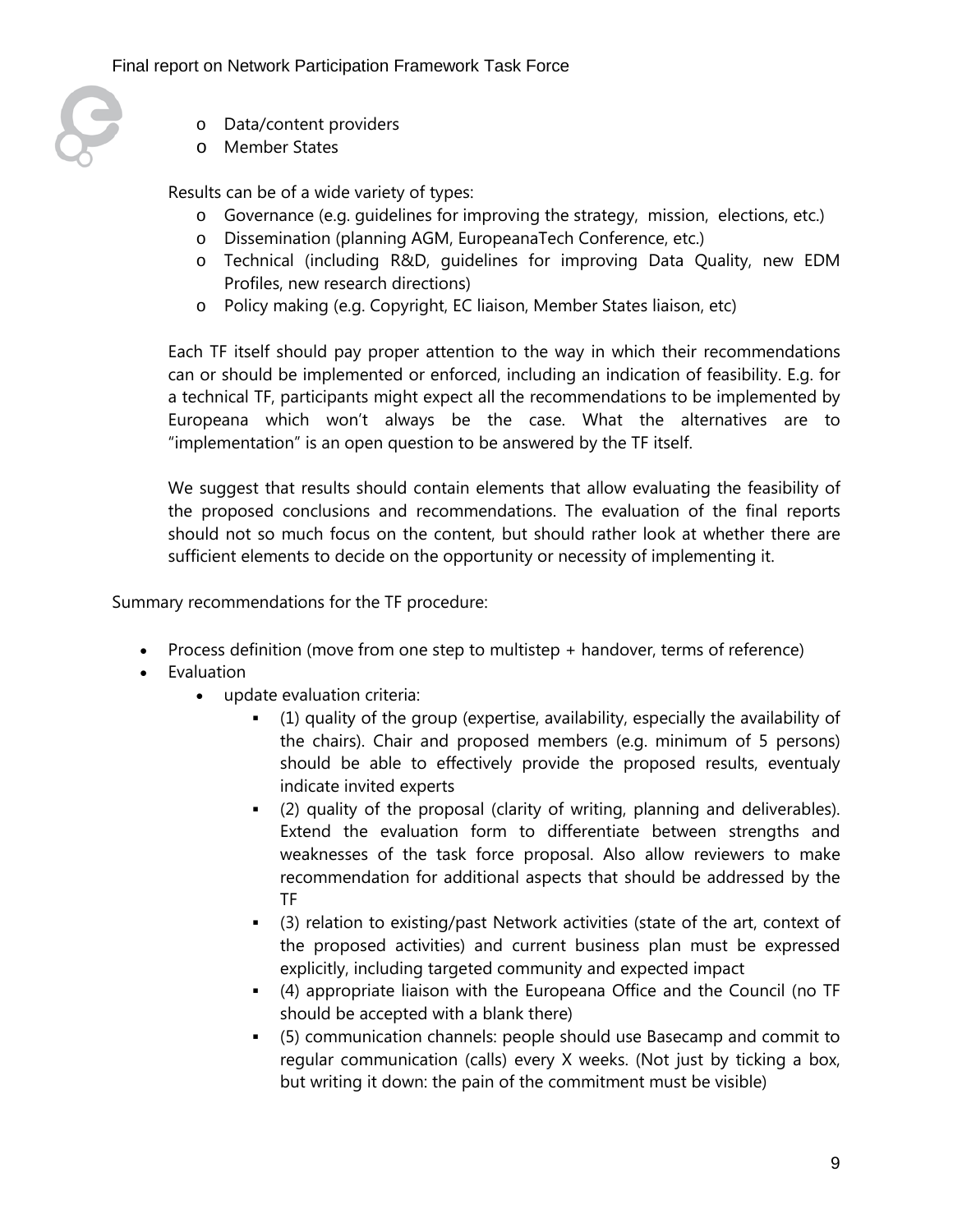- Data/content providers
- Member States

Results can be of a wide variety of types:

- Governance (e.g. guidelines for improving the strategy, mission, elections, etc.)
- Dissemination (planning AGM, EuropeanaTech Conference, etc.)
- Technical (including R&D, guidelines for improving Data Quality, new EDM Profiles, new research directions)
- Policy making (e.g. Copyright, EC liaison, Member States liaison, etc)

Each TF itself should pay proper attention to the way in which their recommendations can or should be implemented or enforced, including an indication of feasibility. E.g. for a technical TF, participants might expect all the recommendations to be implemented by Europeana which won't always be the case. What the alternatives are to "implementation" is an open question to be answered by the TF itself.

We suggest that results should contain elements that allow evaluating the feasibility of the proposed conclusions and recommendations. The evaluation of the final reports should not so much focus on the content, but should rather look at whether there are sufficient elements to decide on the opportunity or necessity of implementing it.

Summary recommendations for the TF procedure:

- Process definition (move from one step to multistep + handover, terms of reference)
- Evaluation
  - update evaluation criteria:
    - (1) quality of the group (expertise, availability, especially the availability of the chairs). Chair and proposed members (e.g. minimum of 5 persons) should be able to effectively provide the proposed results, eventualy indicate invited experts
    - (2) quality of the proposal (clarity of writing, planning and deliverables). Extend the evaluation form to differentiate between strengths and weaknesses of the task force proposal. Also allow reviewers to make recommendation for additional aspects that should be addressed by the TF
    - (3) relation to existing/past Network activities (state of the art, context of the proposed activities) and current business plan must be expressed explicitly, including targeted community and expected impact
    - (4) appropriate liaison with the Europeana Office and the Council (no TF should be accepted with a blank there)
    - (5) communication channels: people should use Basecamp and commit to regular communication (calls) every X weeks. (Not just by ticking a box, but writing it down: the pain of the commitment must be visible)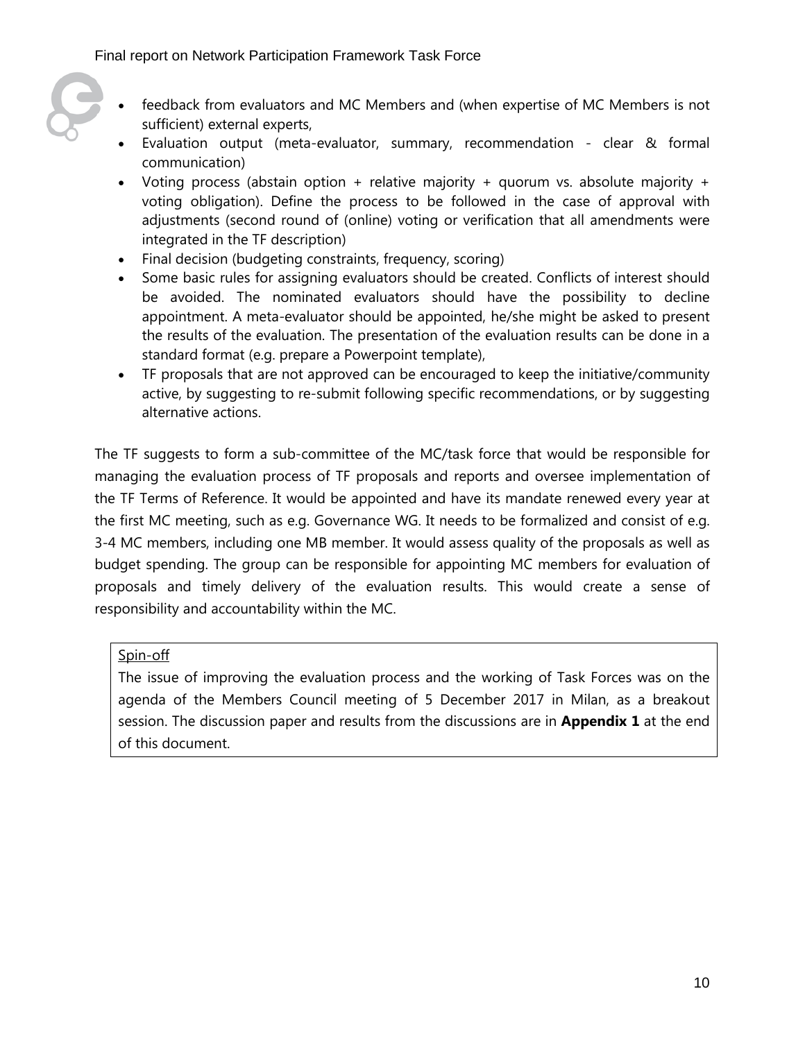- feedback from evaluators and MC Members and (when expertise of MC Members is not sufficient) external experts,
- Evaluation output (meta-evaluator, summary, recommendation - clear & formal communication)
- Voting process (abstain option + relative majority + quorum vs. absolute majority + voting obligation). Define the process to be followed in the case of approval with adjustments (second round of (online) voting or verification that all amendments were integrated in the TF description)
- Final decision (budgeting constraints, frequency, scoring)
- Some basic rules for assigning evaluators should be created. Conflicts of interest should be avoided. The nominated evaluators should have the possibility to decline appointment. A meta-evaluator should be appointed, he/she might be asked to present the results of the evaluation. The presentation of the evaluation results can be done in a standard format (e.g. prepare a Powerpoint template),
- TF proposals that are not approved can be encouraged to keep the initiative/community active, by suggesting to re-submit following specific recommendations, or by suggesting alternative actions.

The TF suggests to form a sub-committee of the MC/task force that would be responsible for managing the evaluation process of TF proposals and reports and oversee implementation of the TF Terms of Reference. It would be appointed and have its mandate renewed every year at the first MC meeting, such as e.g. Governance WG. It needs to be formalized and consist of e.g. 3-4 MC members, including one MB member. It would assess quality of the proposals as well as budget spending. The group can be responsible for appointing MC members for evaluation of proposals and timely delivery of the evaluation results. This would create a sense of responsibility and accountability within the MC.

<u>Spin-off</u>

The issue of improving the evaluation process and the working of Task Forces was on the agenda of the Members Council meeting of 5 December 2017 in Milan, as a breakout session. The discussion paper and results from the discussions are in **Appendix 1** at the end of this document.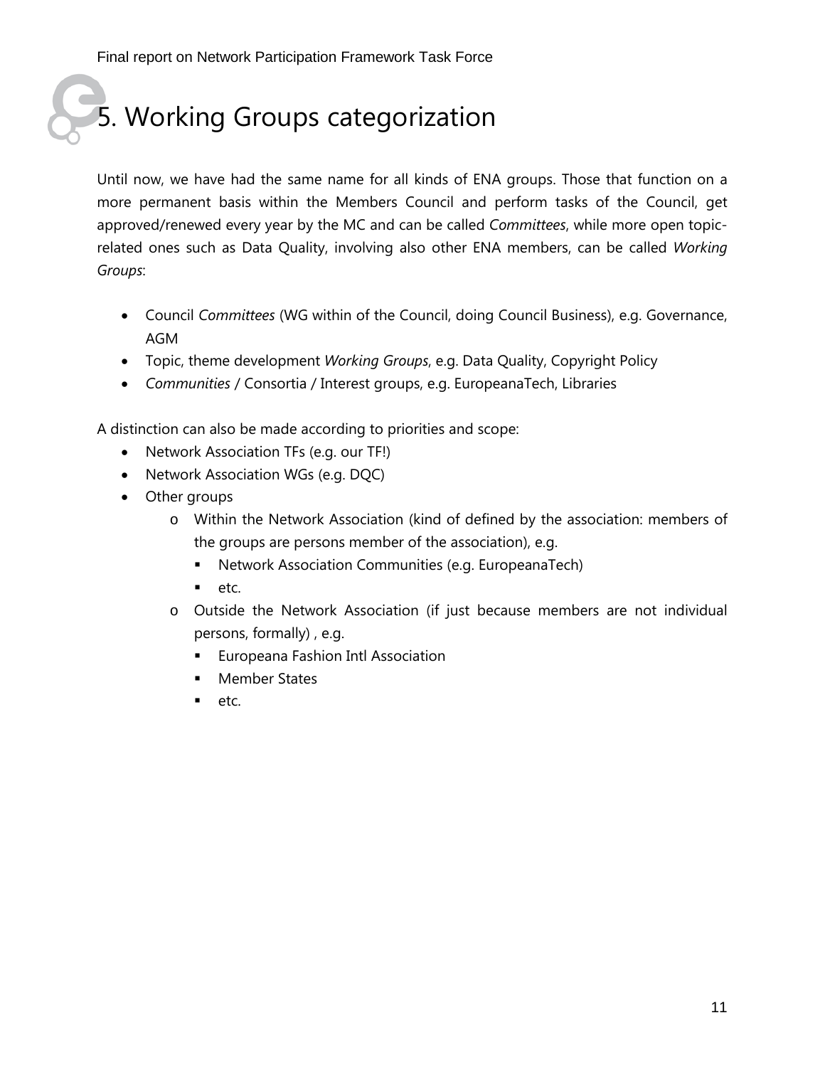# 5. Working Groups categorization

Until now, we have had the same name for all kinds of ENA groups. Those that function on a more permanent basis within the Members Council and perform tasks of the Council, get approved/renewed every year by the MC and can be called *Committees*, while more open topic-related ones such as Data Quality, involving also other ENA members, can be called *Working Groups*:

- Council *Committees* (WG within of the Council, doing Council Business), e.g. Governance, AGM
- Topic, theme development *Working Groups*, e.g. Data Quality, Copyright Policy
- *Communities* / Consortia / Interest groups, e.g. EuropeanaTech, Libraries

A distinction can also be made according to priorities and scope:

- Network Association TFs (e.g. our TF!)
- Network Association WGs (e.g. DQC)
- Other groups
  - Within the Network Association (kind of defined by the association: members of the groups are persons member of the association), e.g.
    - Network Association Communities (e.g. EuropeanaTech)
    - etc.
  - Outside the Network Association (if just because members are not individual persons, formally) , e.g.
    - Europeana Fashion Intl Association
    - Member States
    - etc.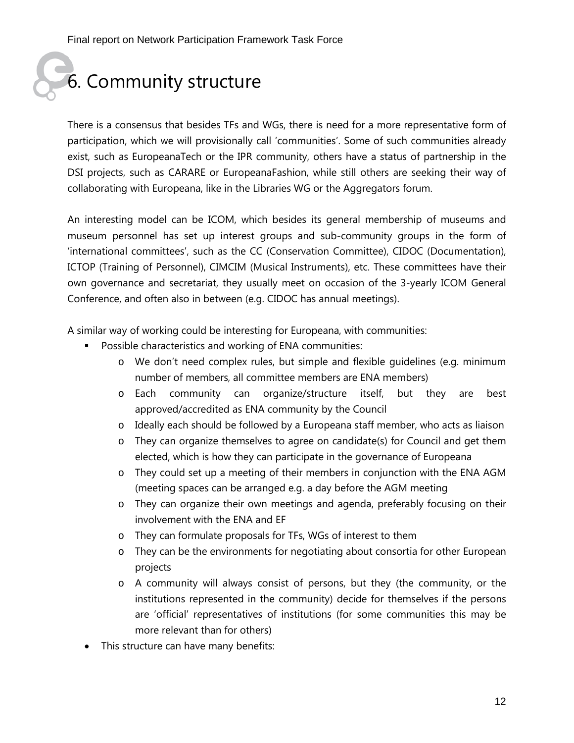# 6. Community structure

There is a consensus that besides TFs and WGs, there is need for a more representative form of participation, which we will provisionally call 'communities'. Some of such communities already exist, such as EuropeanaTech or the IPR community, others have a status of partnership in the DSI projects, such as CARARE or EuropeanaFashion, while still others are seeking their way of collaborating with Europeana, like in the Libraries WG or the Aggregators forum.

An interesting model can be ICOM, which besides its general membership of museums and museum personnel has set up interest groups and sub-community groups in the form of 'international committees', such as the CC (Conservation Committee), CIDOC (Documentation), ICTOP (Training of Personnel), CIMCIM (Musical Instruments), etc. These committees have their own governance and secretariat, they usually meet on occasion of the 3-yearly ICOM General Conference, and often also in between (e.g. CIDOC has annual meetings).

A similar way of working could be interesting for Europeana, with communities:

- Possible characteristics and working of ENA communities:
  - We don't need complex rules, but simple and flexible guidelines (e.g. minimum number of members, all committee members are ENA members)
  - Each community can organize/structure itself, but they are best approved/accredited as ENA community by the Council
  - Ideally each should be followed by a Europeana staff member, who acts as liaison
  - They can organize themselves to agree on candidate(s) for Council and get them elected, which is how they can participate in the governance of Europeana
  - They could set up a meeting of their members in conjunction with the ENA AGM (meeting spaces can be arranged e.g. a day before the AGM meeting
  - They can organize their own meetings and agenda, preferably focusing on their involvement with the ENA and EF
  - They can formulate proposals for TFs, WGs of interest to them
  - They can be the environments for negotiating about consortia for other European projects
  - A community will always consist of persons, but they (the community, or the institutions represented in the community) decide for themselves if the persons are 'official' representatives of institutions (for some communities this may be more relevant than for others)
- This structure can have many benefits: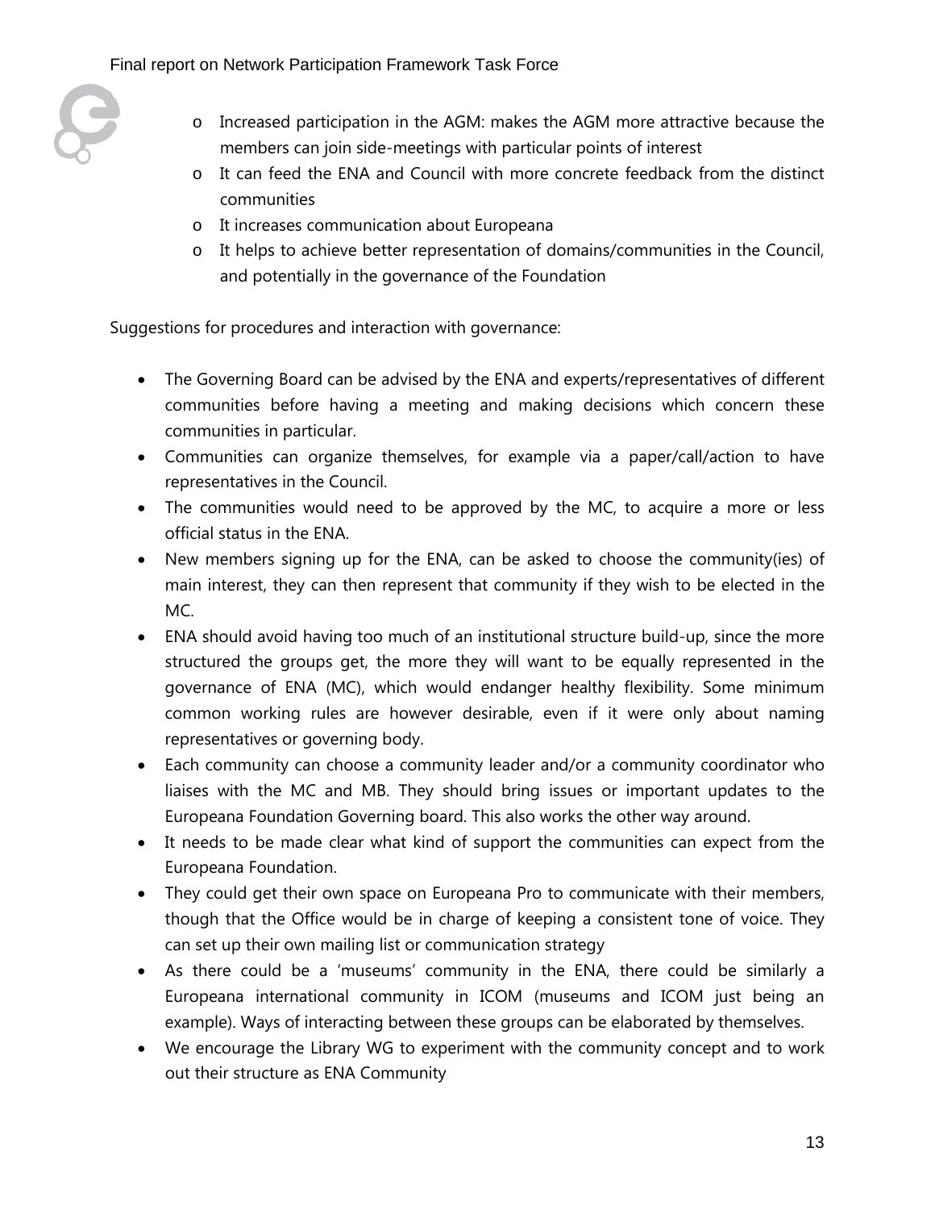- Increased participation in the AGM: makes the AGM more attractive because the members can join side-meetings with particular points of interest
    - It can feed the ENA and Council with more concrete feedback from the distinct communities
    - It increases communication about Europeana
    - It helps to achieve better representation of domains/communities in the Council, and potentially in the governance of the Foundation

Suggestions for procedures and interaction with governance:

- The Governing Board can be advised by the ENA and experts/representatives of different communities before having a meeting and making decisions which concern these communities in particular.
- Communities can organize themselves, for example via a paper/call/action to have representatives in the Council.
- The communities would need to be approved by the MC, to acquire a more or less official status in the ENA.
- New members signing up for the ENA, can be asked to choose the community(ies) of main interest, they can then represent that community if they wish to be elected in the MC.
- ENA should avoid having too much of an institutional structure build-up, since the more structured the groups get, the more they will want to be equally represented in the governance of ENA (MC), which would endanger healthy flexibility. Some minimum common working rules are however desirable, even if it were only about naming representatives or governing body.
- Each community can choose a community leader and/or a community coordinator who liaises with the MC and MB. They should bring issues or important updates to the Europeana Foundation Governing board. This also works the other way around.
- It needs to be made clear what kind of support the communities can expect from the Europeana Foundation.
- They could get their own space on Europeana Pro to communicate with their members, though that the Office would be in charge of keeping a consistent tone of voice. They can set up their own mailing list or communication strategy
- As there could be a 'museums' community in the ENA, there could be similarly a Europeana international community in ICOM (museums and ICOM just being an example). Ways of interacting between these groups can be elaborated by themselves.
- We encourage the Library WG to experiment with the community concept and to work out their structure as ENA Community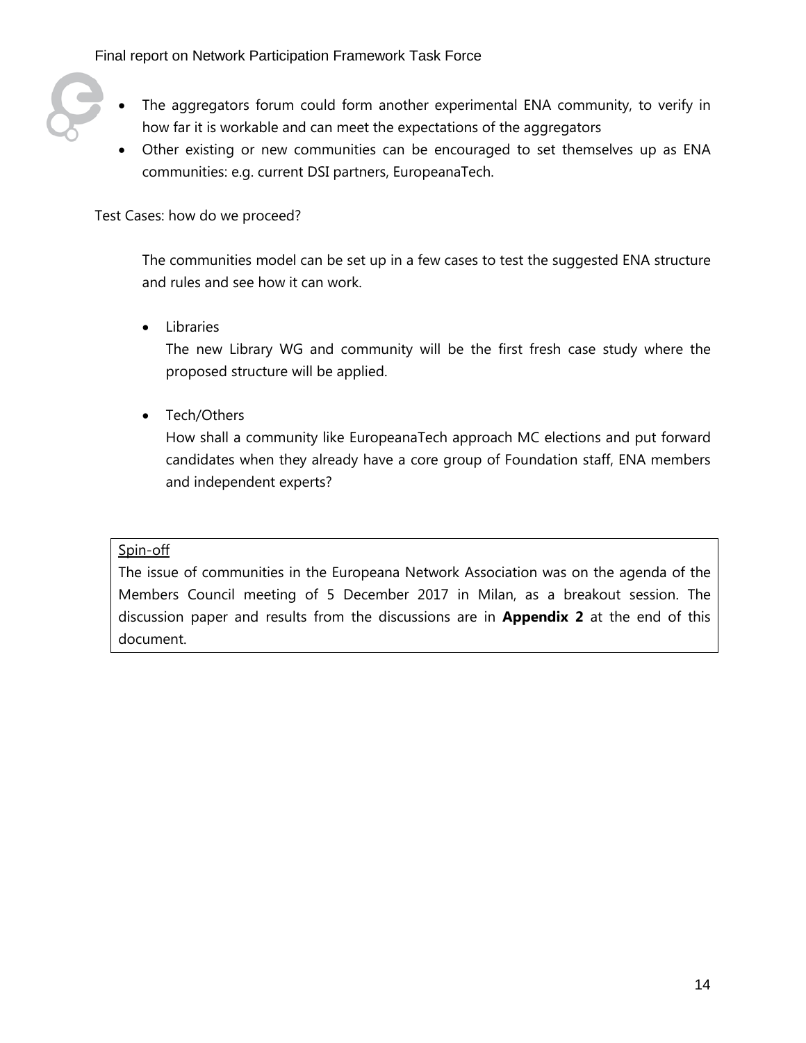- The aggregators forum could form another experimental ENA community, to verify in how far it is workable and can meet the expectations of the aggregators
- Other existing or new communities can be encouraged to set themselves up as ENA communities: e.g. current DSI partners, EuropeanaTech.

Test Cases: how do we proceed?

The communities model can be set up in a few cases to test the suggested ENA structure and rules and see how it can work.

- Libraries

  The new Library WG and community will be the first fresh case study where the proposed structure will be applied.

- Tech/Others

  How shall a community like EuropeanaTech approach MC elections and put forward candidates when they already have a core group of Foundation staff, ENA members and independent experts?

<u>Spin-off</u>

The issue of communities in the Europeana Network Association was on the agenda of the Members Council meeting of 5 December 2017 in Milan, as a breakout session. The discussion paper and results from the discussions are in **Appendix 2** at the end of this document.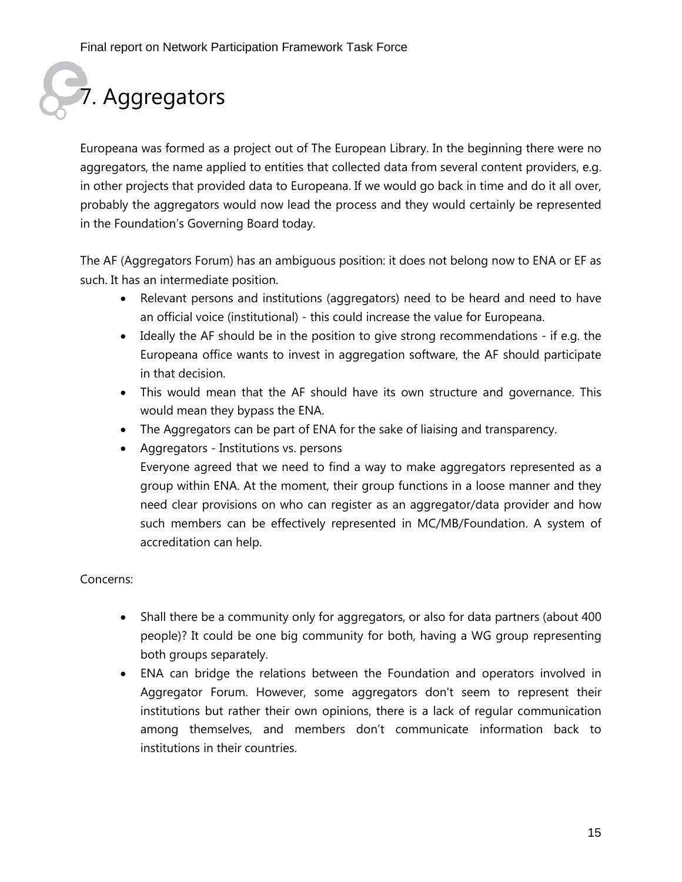# 7. Aggregators

Europeana was formed as a project out of The European Library. In the beginning there were no aggregators, the name applied to entities that collected data from several content providers, e.g. in other projects that provided data to Europeana. If we would go back in time and do it all over, probably the aggregators would now lead the process and they would certainly be represented in the Foundation's Governing Board today.

The AF (Aggregators Forum) has an ambiguous position: it does not belong now to ENA or EF as such. It has an intermediate position.

- Relevant persons and institutions (aggregators) need to be heard and need to have an official voice (institutional) - this could increase the value for Europeana.
- Ideally the AF should be in the position to give strong recommendations - if e.g. the Europeana office wants to invest in aggregation software, the AF should participate in that decision.
- This would mean that the AF should have its own structure and governance. This would mean they bypass the ENA.
- The Aggregators can be part of ENA for the sake of liaising and transparency.
- Aggregators - Institutions vs. persons
  Everyone agreed that we need to find a way to make aggregators represented as a group within ENA. At the moment, their group functions in a loose manner and they need clear provisions on who can register as an aggregator/data provider and how such members can be effectively represented in MC/MB/Foundation. A system of accreditation can help.

Concerns:

- Shall there be a community only for aggregators, or also for data partners (about 400 people)? It could be one big community for both, having a WG group representing both groups separately.
- ENA can bridge the relations between the Foundation and operators involved in Aggregator Forum. However, some aggregators don't seem to represent their institutions but rather their own opinions, there is a lack of regular communication among themselves, and members don't communicate information back to institutions in their countries.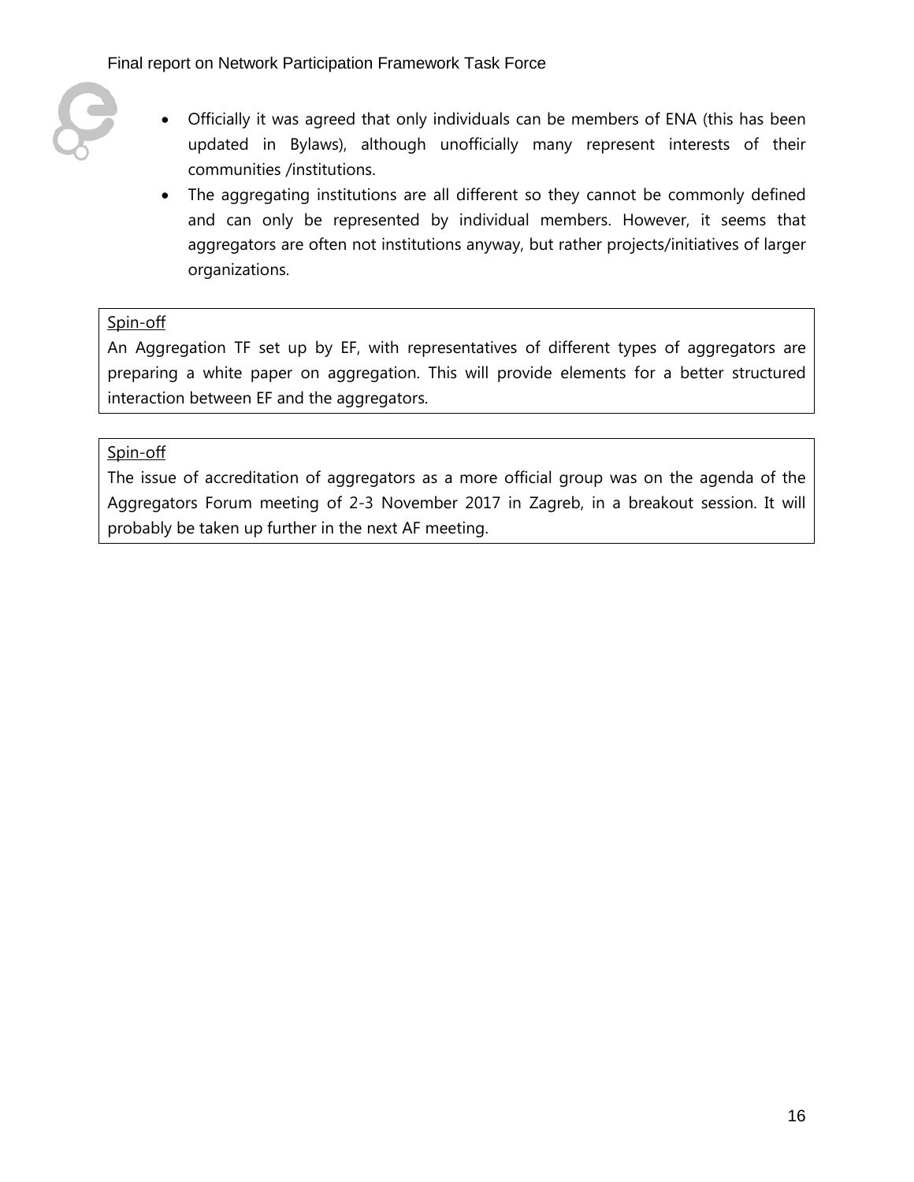- Officially it was agreed that only individuals can be members of ENA (this has been updated in Bylaws), although unofficially many represent interests of their communities /institutions.
- The aggregating institutions are all different so they cannot be commonly defined and can only be represented by individual members. However, it seems that aggregators are often not institutions anyway, but rather projects/initiatives of larger organizations.

<u>Spin-off</u>
An Aggregation TF set up by EF, with representatives of different types of aggregators are preparing a white paper on aggregation. This will provide elements for a better structured interaction between EF and the aggregators.

<u>Spin-off</u>
The issue of accreditation of aggregators as a more official group was on the agenda of the Aggregators Forum meeting of 2-3 November 2017 in Zagreb, in a breakout session. It will probably be taken up further in the next AF meeting.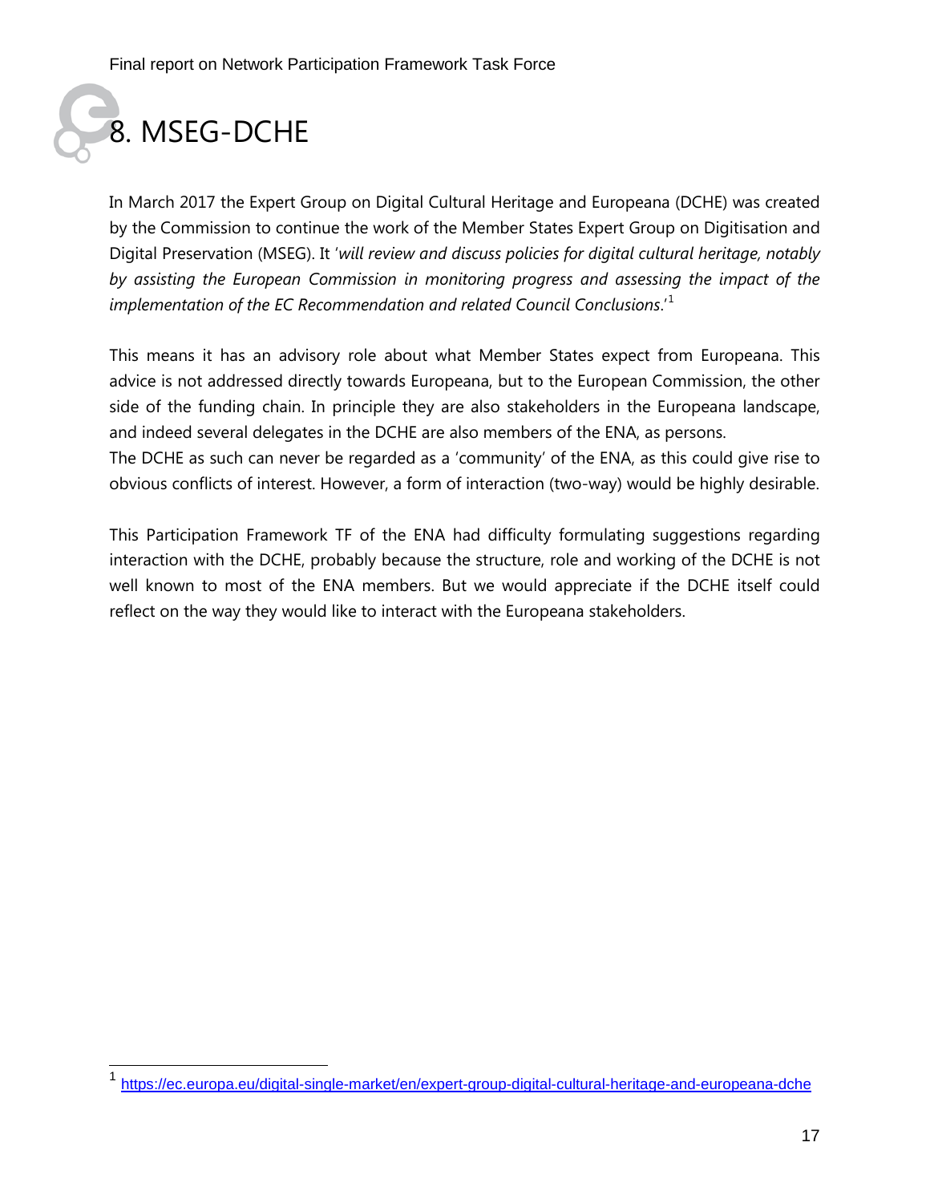# 8. MSEG-DCHE

In March 2017 the Expert Group on Digital Cultural Heritage and Europeana (DCHE) was created by the Commission to continue the work of the Member States Expert Group on Digitisation and Digital Preservation (MSEG). It '*will review and discuss policies for digital cultural heritage, notably by assisting the European Commission in monitoring progress and assessing the impact of the implementation of the EC Recommendation and related Council Conclusions*.'[1]

This means it has an advisory role about what Member States expect from Europeana. This advice is not addressed directly towards Europeana, but to the European Commission, the other side of the funding chain. In principle they are also stakeholders in the Europeana landscape, and indeed several delegates in the DCHE are also members of the ENA, as persons.
The DCHE as such can never be regarded as a 'community' of the ENA, as this could give rise to obvious conflicts of interest. However, a form of interaction (two-way) would be highly desirable.

This Participation Framework TF of the ENA had difficulty formulating suggestions regarding interaction with the DCHE, probably because the structure, role and working of the DCHE is not well known to most of the ENA members. But we would appreciate if the DCHE itself could reflect on the way they would like to interact with the Europeana stakeholders.

[1] https://ec.europa.eu/digital-single-market/en/expert-group-digital-cultural-heritage-and-europeana-dche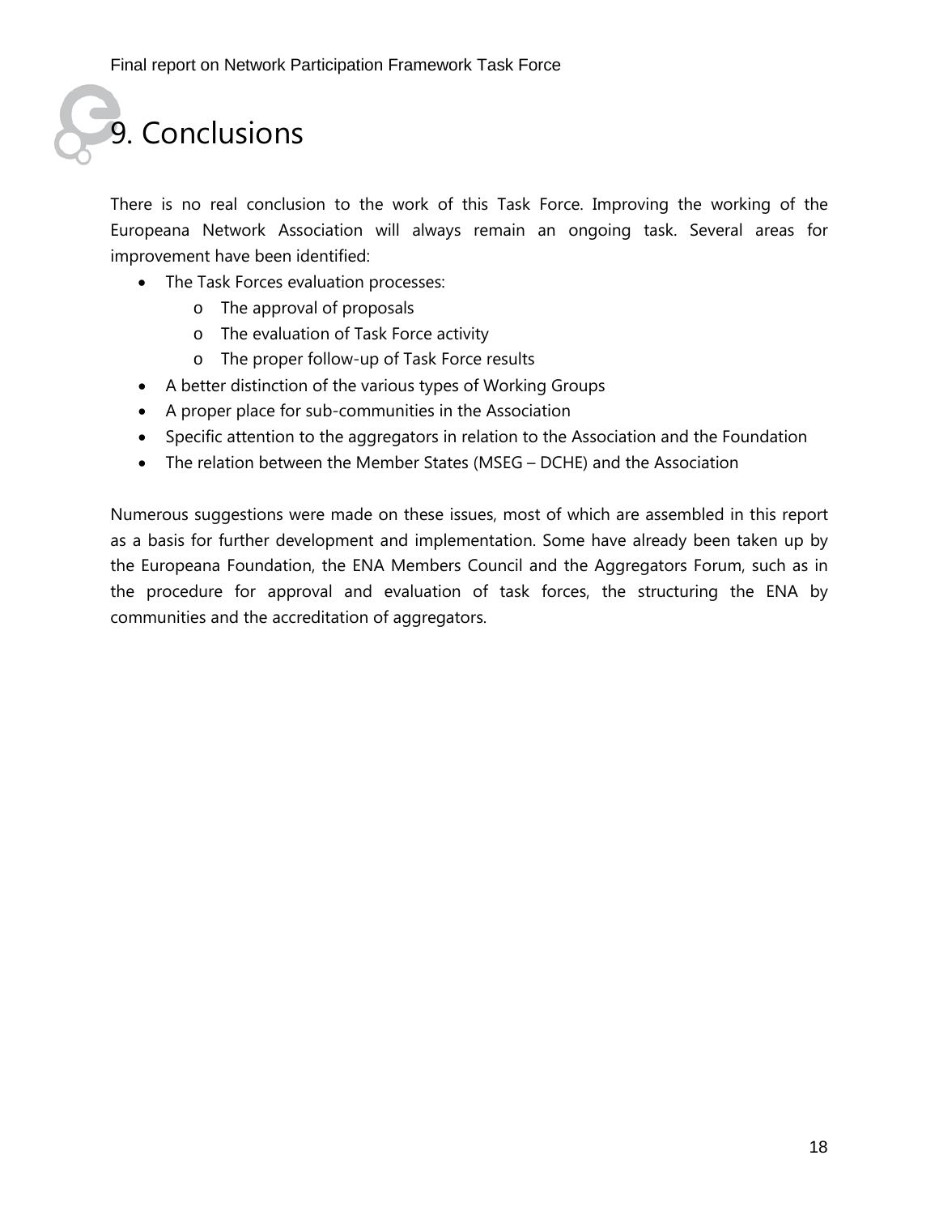# 9. Conclusions

There is no real conclusion to the work of this Task Force. Improving the working of the Europeana Network Association will always remain an ongoing task. Several areas for improvement have been identified:

- The Task Forces evaluation processes:
  - The approval of proposals
  - The evaluation of Task Force activity
  - The proper follow-up of Task Force results
- A better distinction of the various types of Working Groups
- A proper place for sub-communities in the Association
- Specific attention to the aggregators in relation to the Association and the Foundation
- The relation between the Member States (MSEG – DCHE) and the Association

Numerous suggestions were made on these issues, most of which are assembled in this report as a basis for further development and implementation. Some have already been taken up by the Europeana Foundation, the ENA Members Council and the Aggregators Forum, such as in the procedure for approval and evaluation of task forces, the structuring the ENA by communities and the accreditation of aggregators.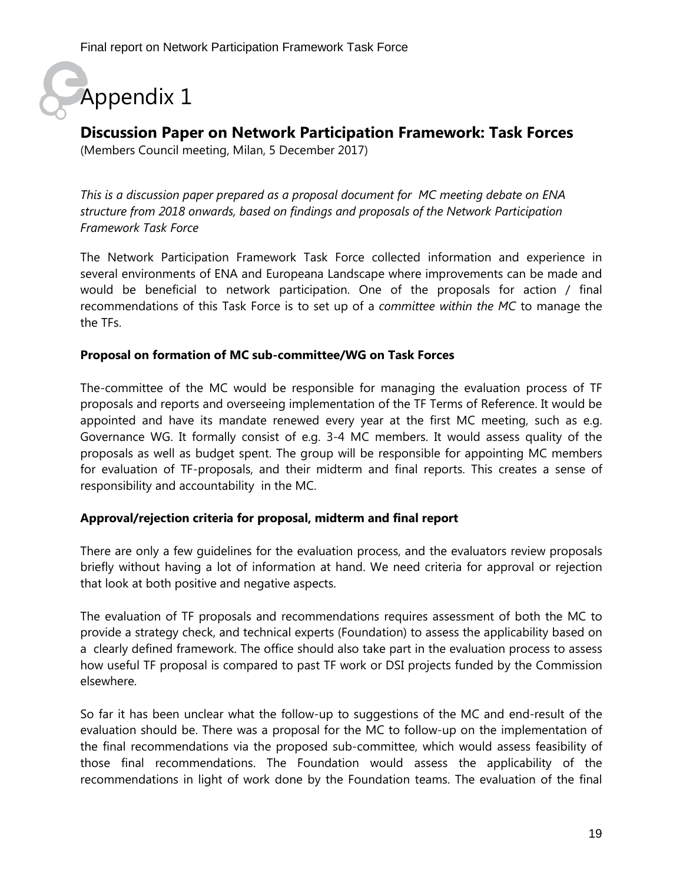# Appendix 1

## Discussion Paper on Network Participation Framework: Task Forces

(Members Council meeting, Milan, 5 December 2017)

*This is a discussion paper prepared as a proposal document for MC meeting debate on ENA structure from 2018 onwards, based on findings and proposals of the Network Participation Framework Task Force*

The Network Participation Framework Task Force collected information and experience in several environments of ENA and Europeana Landscape where improvements can be made and would be beneficial to network participation. One of the proposals for action / final recommendations of this Task Force is to set up of a *committee within the MC* to manage the the TFs.

**Proposal on formation of MC sub-committee/WG on Task Forces**

The-committee of the MC would be responsible for managing the evaluation process of TF proposals and reports and overseeing implementation of the TF Terms of Reference. It would be appointed and have its mandate renewed every year at the first MC meeting, such as e.g. Governance WG. It formally consist of e.g. 3-4 MC members. It would assess quality of the proposals as well as budget spent. The group will be responsible for appointing MC members for evaluation of TF-proposals, and their midterm and final reports. This creates a sense of responsibility and accountability in the MC.

**Approval/rejection criteria for proposal, midterm and final report**

There are only a few guidelines for the evaluation process, and the evaluators review proposals briefly without having a lot of information at hand. We need criteria for approval or rejection that look at both positive and negative aspects.

The evaluation of TF proposals and recommendations requires assessment of both the MC to provide a strategy check, and technical experts (Foundation) to assess the applicability based on a clearly defined framework. The office should also take part in the evaluation process to assess how useful TF proposal is compared to past TF work or DSI projects funded by the Commission elsewhere.

So far it has been unclear what the follow-up to suggestions of the MC and end-result of the evaluation should be. There was a proposal for the MC to follow-up on the implementation of the final recommendations via the proposed sub-committee, which would assess feasibility of those final recommendations. The Foundation would assess the applicability of the recommendations in light of work done by the Foundation teams. The evaluation of the final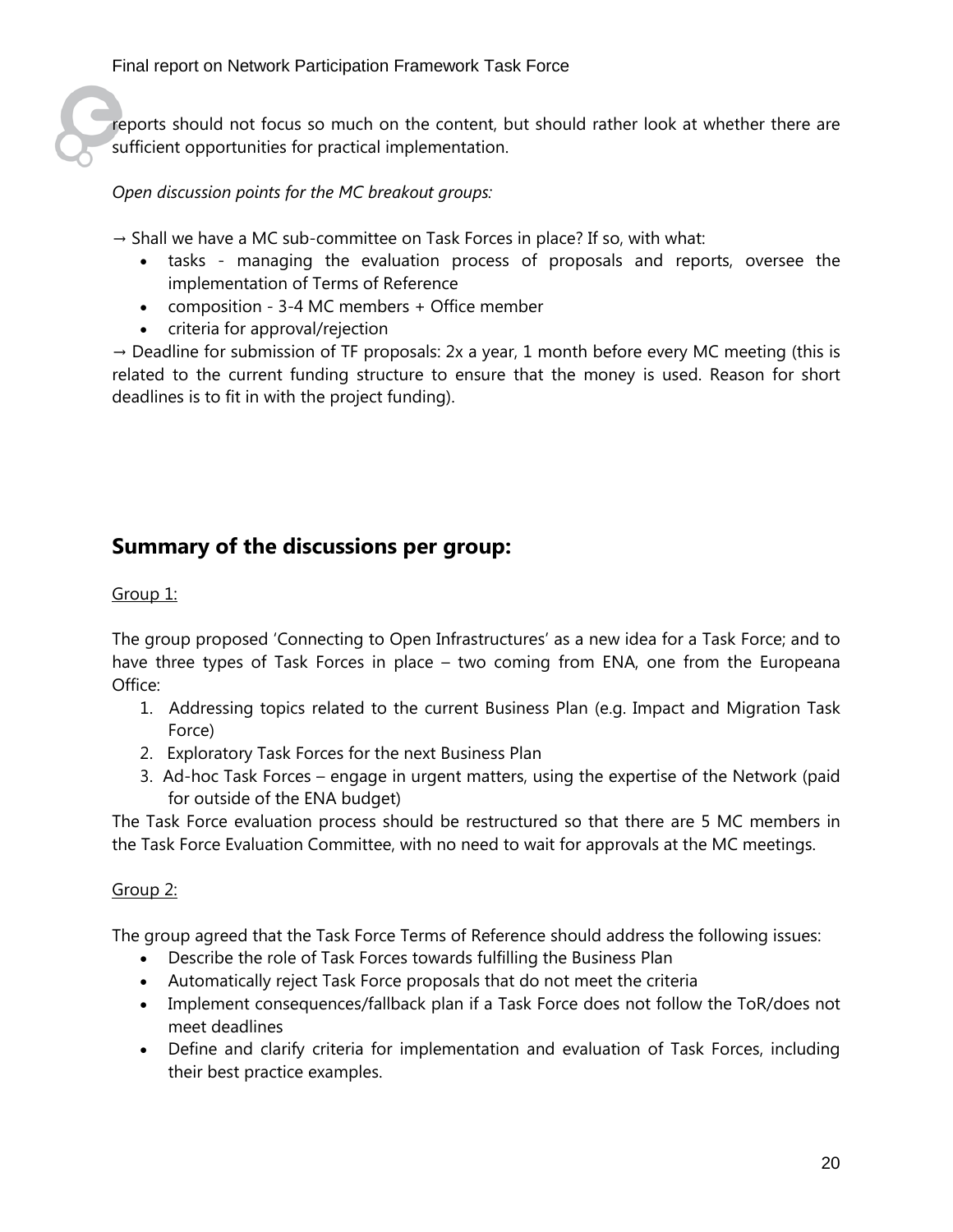reports should not focus so much on the content, but should rather look at whether there are sufficient opportunities for practical implementation.

*Open discussion points for the MC breakout groups:*

→ Shall we have a MC sub-committee on Task Forces in place? If so, with what:

- tasks - managing the evaluation process of proposals and reports, oversee the implementation of Terms of Reference
- composition - 3-4 MC members + Office member
- criteria for approval/rejection

→ Deadline for submission of TF proposals: 2x a year, 1 month before every MC meeting (this is related to the current funding structure to ensure that the money is used. Reason for short deadlines is to fit in with the project funding).

## Summary of the discussions per group:

Group 1:

The group proposed 'Connecting to Open Infrastructures' as a new idea for a Task Force; and to have three types of Task Forces in place – two coming from ENA, one from the Europeana Office:

1. Addressing topics related to the current Business Plan (e.g. Impact and Migration Task Force)
2. Exploratory Task Forces for the next Business Plan
3. Ad-hoc Task Forces – engage in urgent matters, using the expertise of the Network (paid for outside of the ENA budget)

The Task Force evaluation process should be restructured so that there are 5 MC members in the Task Force Evaluation Committee, with no need to wait for approvals at the MC meetings.

Group 2:

The group agreed that the Task Force Terms of Reference should address the following issues:

- Describe the role of Task Forces towards fulfilling the Business Plan
- Automatically reject Task Force proposals that do not meet the criteria
- Implement consequences/fallback plan if a Task Force does not follow the ToR/does not meet deadlines
- Define and clarify criteria for implementation and evaluation of Task Forces, including their best practice examples.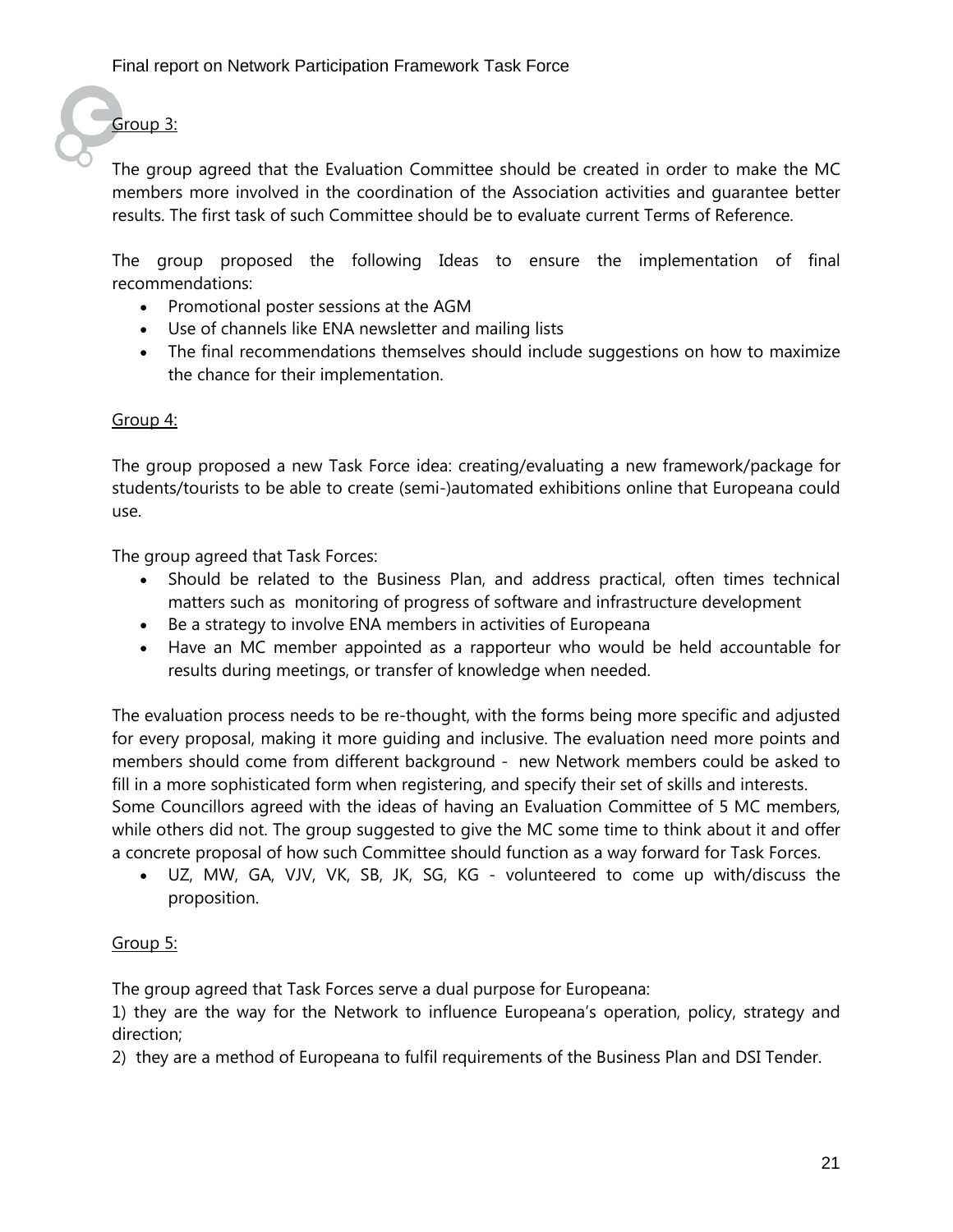Group 3:

The group agreed that the Evaluation Committee should be created in order to make the MC members more involved in the coordination of the Association activities and guarantee better results. The first task of such Committee should be to evaluate current Terms of Reference.

The group proposed the following Ideas to ensure the implementation of final recommendations:

- Promotional poster sessions at the AGM
- Use of channels like ENA newsletter and mailing lists
- The final recommendations themselves should include suggestions on how to maximize the chance for their implementation.

Group 4:

The group proposed a new Task Force idea: creating/evaluating a new framework/package for students/tourists to be able to create (semi-)automated exhibitions online that Europeana could use.

The group agreed that Task Forces:

- Should be related to the Business Plan, and address practical, often times technical matters such as monitoring of progress of software and infrastructure development
- Be a strategy to involve ENA members in activities of Europeana
- Have an MC member appointed as a rapporteur who would be held accountable for results during meetings, or transfer of knowledge when needed.

The evaluation process needs to be re-thought, with the forms being more specific and adjusted for every proposal, making it more guiding and inclusive. The evaluation need more points and members should come from different background - new Network members could be asked to fill in a more sophisticated form when registering, and specify their set of skills and interests.
Some Councillors agreed with the ideas of having an Evaluation Committee of 5 MC members, while others did not. The group suggested to give the MC some time to think about it and offer a concrete proposal of how such Committee should function as a way forward for Task Forces.

- UZ, MW, GA, VJV, VK, SB, JK, SG, KG - volunteered to come up with/discuss the proposition.

Group 5:

The group agreed that Task Forces serve a dual purpose for Europeana:
1) they are the way for the Network to influence Europeana's operation, policy, strategy and direction;
2) they are a method of Europeana to fulfil requirements of the Business Plan and DSI Tender.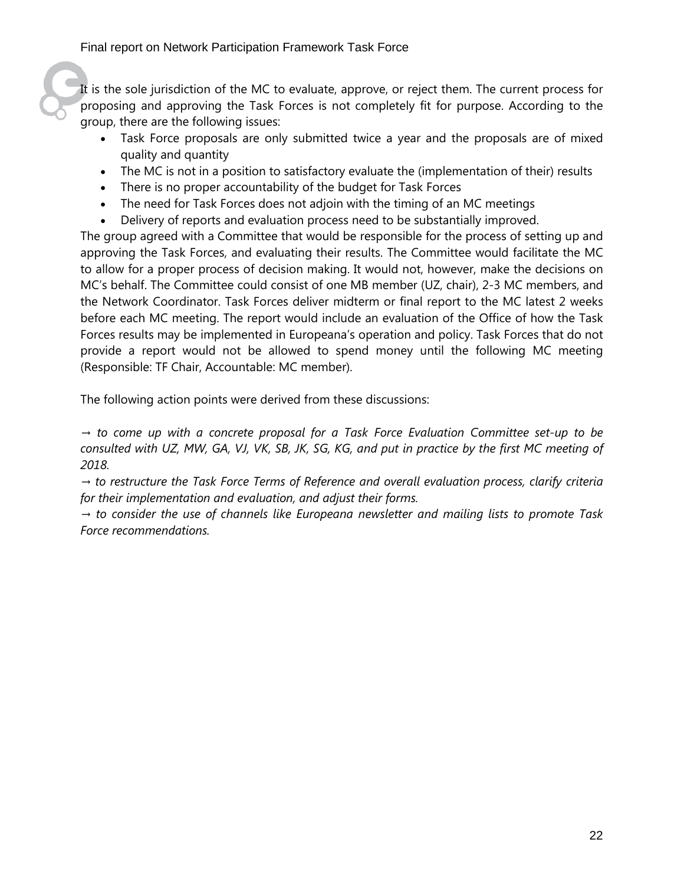It is the sole jurisdiction of the MC to evaluate, approve, or reject them. The current process for proposing and approving the Task Forces is not completely fit for purpose. According to the group, there are the following issues:

- Task Force proposals are only submitted twice a year and the proposals are of mixed quality and quantity
- The MC is not in a position to satisfactory evaluate the (implementation of their) results
- There is no proper accountability of the budget for Task Forces
- The need for Task Forces does not adjoin with the timing of an MC meetings
- Delivery of reports and evaluation process need to be substantially improved.

The group agreed with a Committee that would be responsible for the process of setting up and approving the Task Forces, and evaluating their results. The Committee would facilitate the MC to allow for a proper process of decision making. It would not, however, make the decisions on MC's behalf. The Committee could consist of one MB member (UZ, chair), 2-3 MC members, and the Network Coordinator. Task Forces deliver midterm or final report to the MC latest 2 weeks before each MC meeting. The report would include an evaluation of the Office of how the Task Forces results may be implemented in Europeana's operation and policy. Task Forces that do not provide a report would not be allowed to spend money until the following MC meeting (Responsible: TF Chair, Accountable: MC member).

The following action points were derived from these discussions:

*→ to come up with a concrete proposal for a Task Force Evaluation Committee set-up to be consulted with UZ, MW, GA, VJ, VK, SB, JK, SG, KG, and put in practice by the first MC meeting of 2018.*

*→ to restructure the Task Force Terms of Reference and overall evaluation process, clarify criteria for their implementation and evaluation, and adjust their forms.*

*→ to consider the use of channels like Europeana newsletter and mailing lists to promote Task Force recommendations.*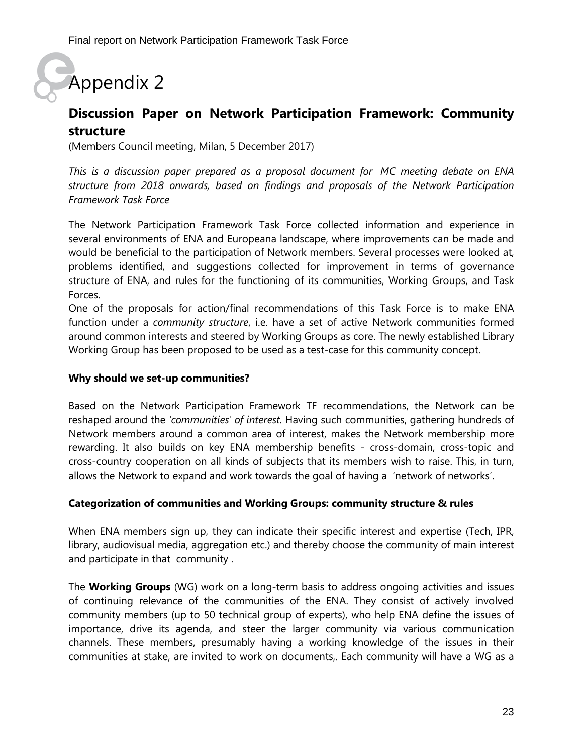# Appendix 2

## Discussion Paper on Network Participation Framework: Community structure

(Members Council meeting, Milan, 5 December 2017)

*This is a discussion paper prepared as a proposal document for MC meeting debate on ENA structure from 2018 onwards, based on findings and proposals of the Network Participation Framework Task Force*

The Network Participation Framework Task Force collected information and experience in several environments of ENA and Europeana landscape, where improvements can be made and would be beneficial to the participation of Network members. Several processes were looked at, problems identified, and suggestions collected for improvement in terms of governance structure of ENA, and rules for the functioning of its communities, Working Groups, and Task Forces.

One of the proposals for action/final recommendations of this Task Force is to make ENA function under a *community structure*, i.e. have a set of active Network communities formed around common interests and steered by Working Groups as core. The newly established Library Working Group has been proposed to be used as a test-case for this community concept.

### Why should we set-up communities?

Based on the Network Participation Framework TF recommendations, the Network can be reshaped around the *'communities' of interest*. Having such communities, gathering hundreds of Network members around a common area of interest, makes the Network membership more rewarding. It also builds on key ENA membership benefits - cross-domain, cross-topic and cross-country cooperation on all kinds of subjects that its members wish to raise. This, in turn, allows the Network to expand and work towards the goal of having a 'network of networks'.

### Categorization of communities and Working Groups: community structure & rules

When ENA members sign up, they can indicate their specific interest and expertise (Tech, IPR, library, audiovisual media, aggregation etc.) and thereby choose the community of main interest and participate in that community .

The **Working Groups** (WG) work on a long-term basis to address ongoing activities and issues of continuing relevance of the communities of the ENA. They consist of actively involved community members (up to 50 technical group of experts), who help ENA define the issues of importance, drive its agenda, and steer the larger community via various communication channels. These members, presumably having a working knowledge of the issues in their communities at stake, are invited to work on documents,. Each community will have a WG as a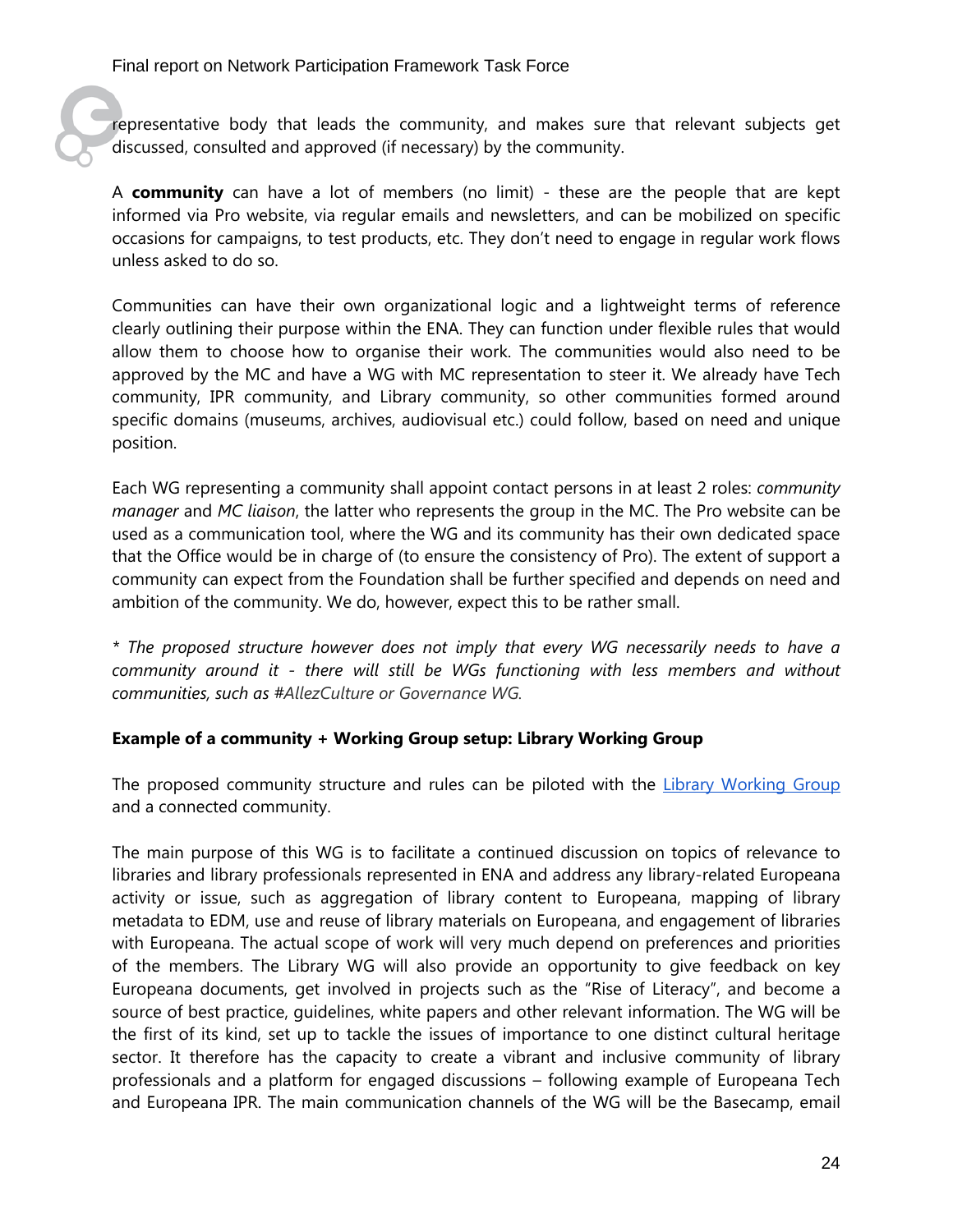representative body that leads the community, and makes sure that relevant subjects get discussed, consulted and approved (if necessary) by the community.

A **community** can have a lot of members (no limit) - these are the people that are kept informed via Pro website, via regular emails and newsletters, and can be mobilized on specific occasions for campaigns, to test products, etc. They don't need to engage in regular work flows unless asked to do so.

Communities can have their own organizational logic and a lightweight terms of reference clearly outlining their purpose within the ENA. They can function under flexible rules that would allow them to choose how to organise their work. The communities would also need to be approved by the MC and have a WG with MC representation to steer it. We already have Tech community, IPR community, and Library community, so other communities formed around specific domains (museums, archives, audiovisual etc.) could follow, based on need and unique position.

Each WG representing a community shall appoint contact persons in at least 2 roles: *community manager* and *MC liaison*, the latter who represents the group in the MC. The Pro website can be used as a communication tool, where the WG and its community has their own dedicated space that the Office would be in charge of (to ensure the consistency of Pro). The extent of support a community can expect from the Foundation shall be further specified and depends on need and ambition of the community. We do, however, expect this to be rather small.

*\* The proposed structure however does not imply that every WG necessarily needs to have a community around it - there will still be WGs functioning with less members and without communities, such as #AllezCulture or Governance WG.*

**Example of a community + Working Group setup: Library Working Group**

The proposed community structure and rules can be piloted with the [Library Working Group]() and a connected community.

The main purpose of this WG is to facilitate a continued discussion on topics of relevance to libraries and library professionals represented in ENA and address any library-related Europeana activity or issue, such as aggregation of library content to Europeana, mapping of library metadata to EDM, use and reuse of library materials on Europeana, and engagement of libraries with Europeana. The actual scope of work will very much depend on preferences and priorities of the members. The Library WG will also provide an opportunity to give feedback on key Europeana documents, get involved in projects such as the "Rise of Literacy", and become a source of best practice, guidelines, white papers and other relevant information. The WG will be the first of its kind, set up to tackle the issues of importance to one distinct cultural heritage sector. It therefore has the capacity to create a vibrant and inclusive community of library professionals and a platform for engaged discussions – following example of Europeana Tech and Europeana IPR. The main communication channels of the WG will be the Basecamp, email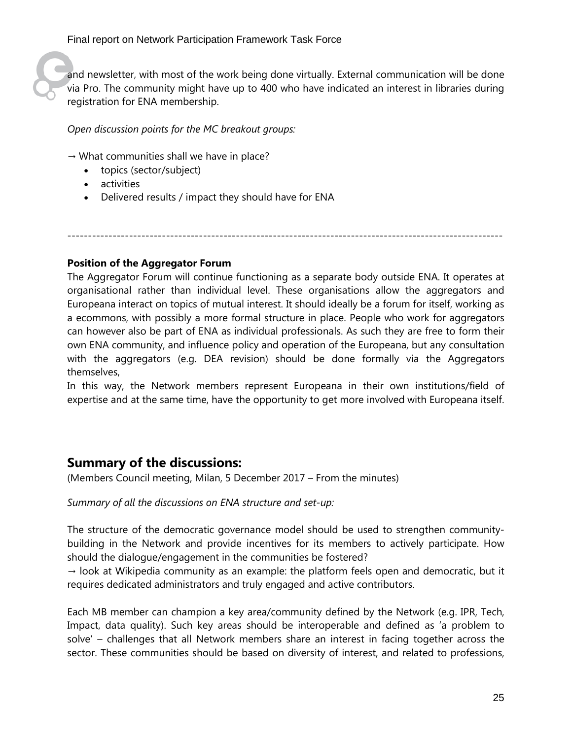and newsletter, with most of the work being done virtually. External communication will be done via Pro. The community might have up to 400 who have indicated an interest in libraries during registration for ENA membership.

*Open discussion points for the MC breakout groups:*

→ What communities shall we have in place?

- topics (sector/subject)
- activities
- Delivered results / impact they should have for ENA

---

**Position of the Aggregator Forum**

The Aggregator Forum will continue functioning as a separate body outside ENA. It operates at organisational rather than individual level. These organisations allow the aggregators and Europeana interact on topics of mutual interest. It should ideally be a forum for itself, working as a ecommons, with possibly a more formal structure in place. People who work for aggregators can however also be part of ENA as individual professionals. As such they are free to form their own ENA community, and influence policy and operation of the Europeana, but any consultation with the aggregators (e.g. DEA revision) should be done formally via the Aggregators themselves,

In this way, the Network members represent Europeana in their own institutions/field of expertise and at the same time, have the opportunity to get more involved with Europeana itself.

## Summary of the discussions:

(Members Council meeting, Milan, 5 December 2017 – From the minutes)

*Summary of all the discussions on ENA structure and set-up:*

The structure of the democratic governance model should be used to strengthen community-building in the Network and provide incentives for its members to actively participate. How should the dialogue/engagement in the communities be fostered?

→ look at Wikipedia community as an example: the platform feels open and democratic, but it requires dedicated administrators and truly engaged and active contributors.

Each MB member can champion a key area/community defined by the Network (e.g. IPR, Tech, Impact, data quality). Such key areas should be interoperable and defined as 'a problem to solve' – challenges that all Network members share an interest in facing together across the sector. These communities should be based on diversity of interest, and related to professions,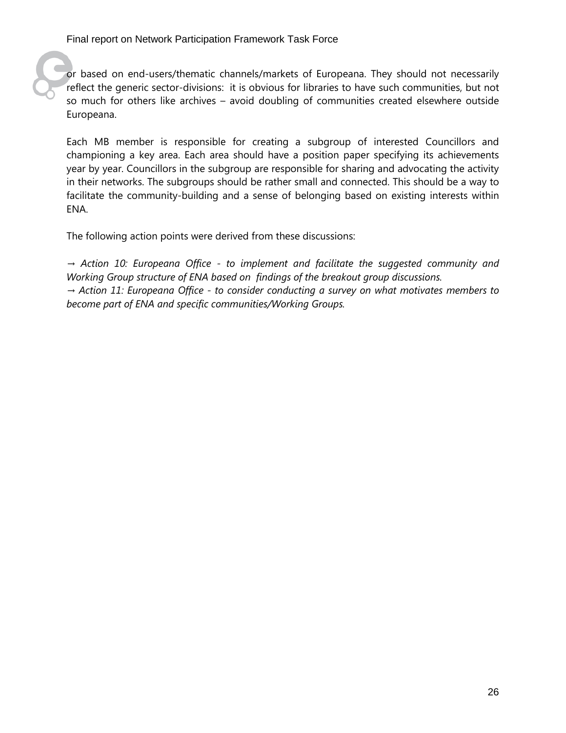or based on end-users/thematic channels/markets of Europeana. They should not necessarily reflect the generic sector-divisions: it is obvious for libraries to have such communities, but not so much for others like archives – avoid doubling of communities created elsewhere outside Europeana.

Each MB member is responsible for creating a subgroup of interested Councillors and championing a key area. Each area should have a position paper specifying its achievements year by year. Councillors in the subgroup are responsible for sharing and advocating the activity in their networks. The subgroups should be rather small and connected. This should be a way to facilitate the community-building and a sense of belonging based on existing interests within ENA.

The following action points were derived from these discussions:

*→ Action 10: Europeana Office - to implement and facilitate the suggested community and Working Group structure of ENA based on findings of the breakout group discussions.*
*→ Action 11: Europeana Office - to consider conducting a survey on what motivates members to become part of ENA and specific communities/Working Groups.*